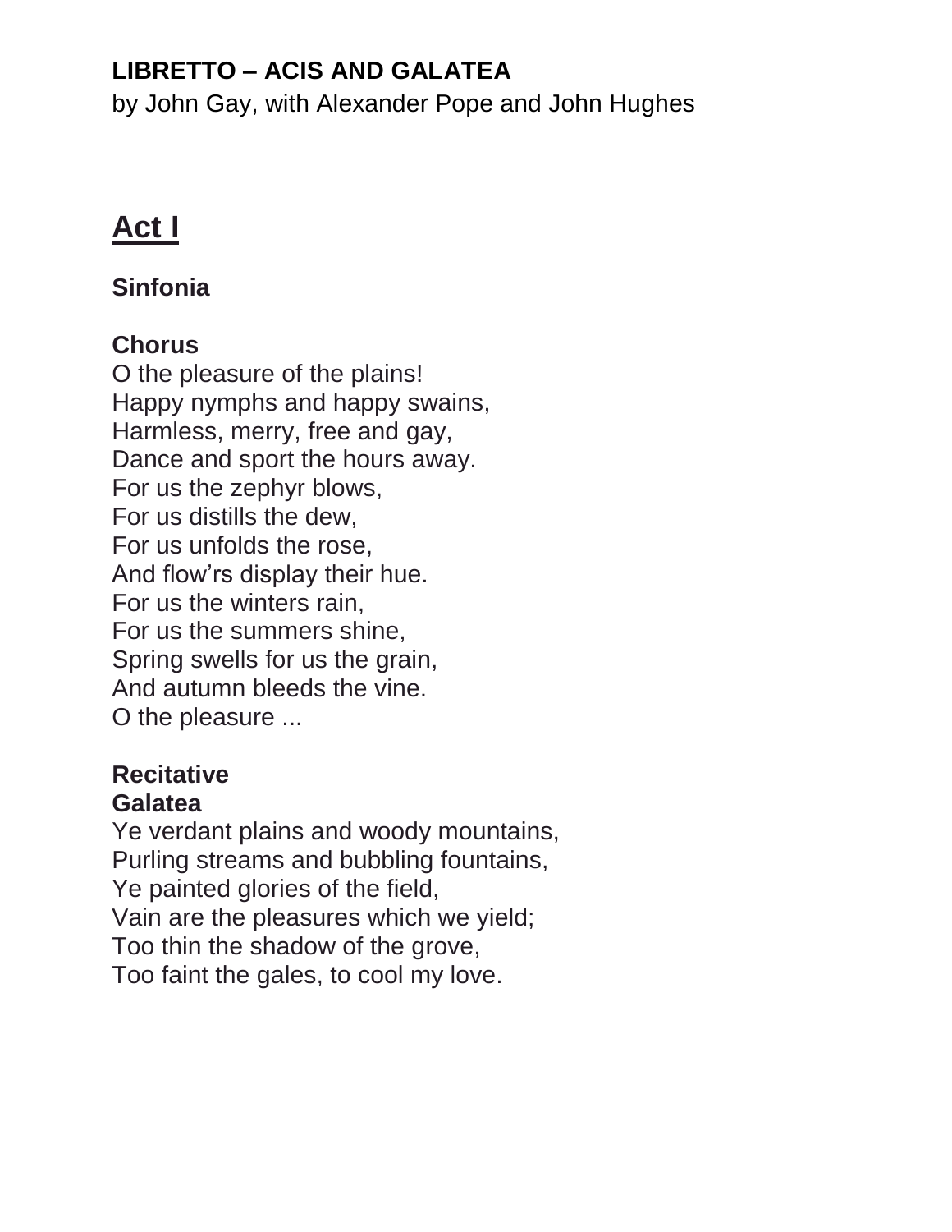**LIBRETTO – ACIS AND GALATEA**
by John Gay, with Alexander Pope and John Hughes

## Act I

### Sinfonia

### Chorus
O the pleasure of the plains!
Happy nymphs and happy swains,
Harmless, merry, free and gay,
Dance and sport the hours away.
For us the zephyr blows,
For us distills the dew,
For us unfolds the rose,
And flow'rs display their hue.
For us the winters rain,
For us the summers shine,
Spring swells for us the grain,
And autumn bleeds the vine.
O the pleasure ...

### Recitative
**Galatea**
Ye verdant plains and woody mountains,
Purling streams and bubbling fountains,
Ye painted glories of the field,
Vain are the pleasures which we yield;
Too thin the shadow of the grove,
Too faint the gales, to cool my love.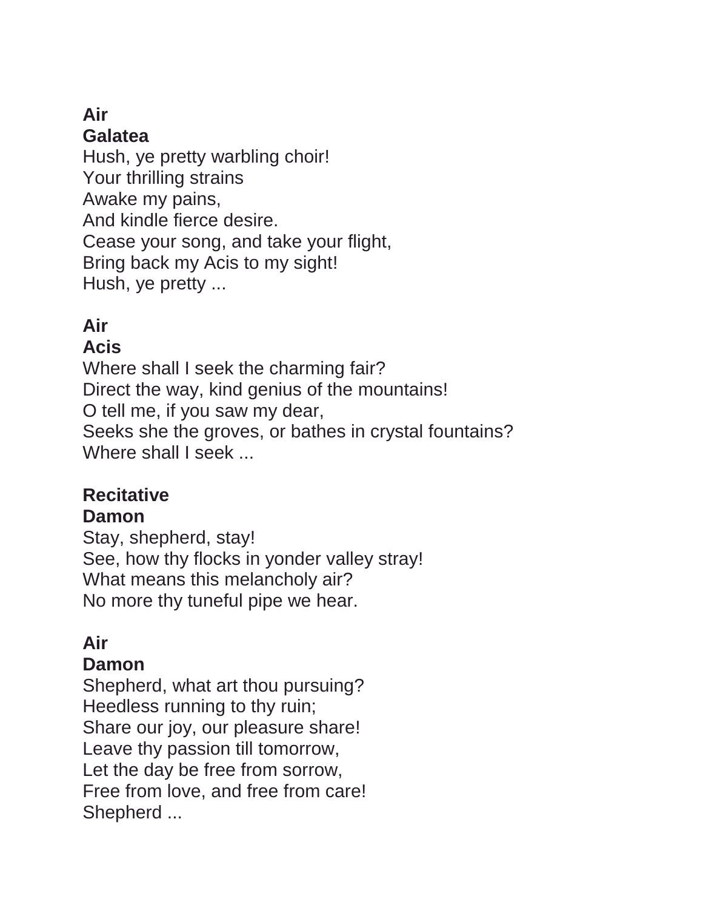**Air**
**Galatea**
Hush, ye pretty warbling choir!
Your thrilling strains
Awake my pains,
And kindle fierce desire.
Cease your song, and take your flight,
Bring back my Acis to my sight!
Hush, ye pretty ...

**Air**
**Acis**
Where shall I seek the charming fair?
Direct the way, kind genius of the mountains!
O tell me, if you saw my dear,
Seeks she the groves, or bathes in crystal fountains?
Where shall I seek ...

**Recitative**
**Damon**
Stay, shepherd, stay!
See, how thy flocks in yonder valley stray!
What means this melancholy air?
No more thy tuneful pipe we hear.

**Air**
**Damon**
Shepherd, what art thou pursuing?
Heedless running to thy ruin;
Share our joy, our pleasure share!
Leave thy passion till tomorrow,
Let the day be free from sorrow,
Free from love, and free from care!
Shepherd ...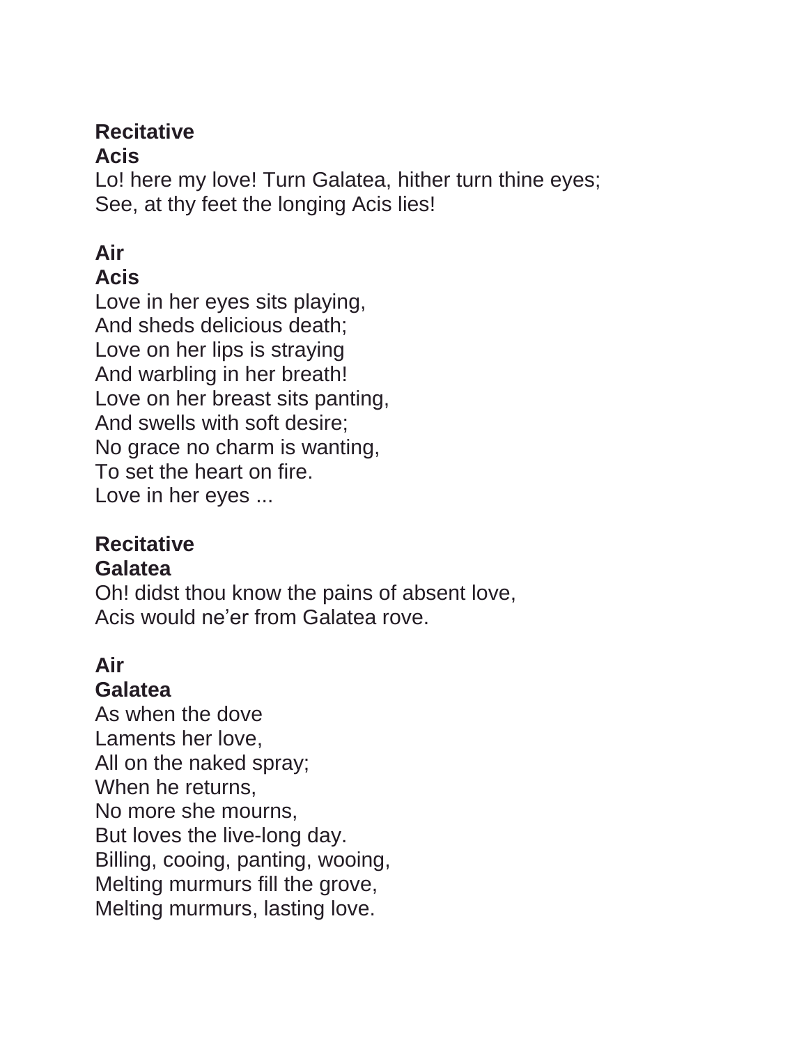**Recitative**
**Acis**
Lo! here my love! Turn Galatea, hither turn thine eyes;
See, at thy feet the longing Acis lies!

**Air**
**Acis**
Love in her eyes sits playing,
And sheds delicious death;
Love on her lips is straying
And warbling in her breath!
Love on her breast sits panting,
And swells with soft desire;
No grace no charm is wanting,
To set the heart on fire.
Love in her eyes ...

**Recitative**
**Galatea**
Oh! didst thou know the pains of absent love,
Acis would ne'er from Galatea rove.

**Air**
**Galatea**
As when the dove
Laments her love,
All on the naked spray;
When he returns,
No more she mourns,
But loves the live-long day.
Billing, cooing, panting, wooing,
Melting murmurs fill the grove,
Melting murmurs, lasting love.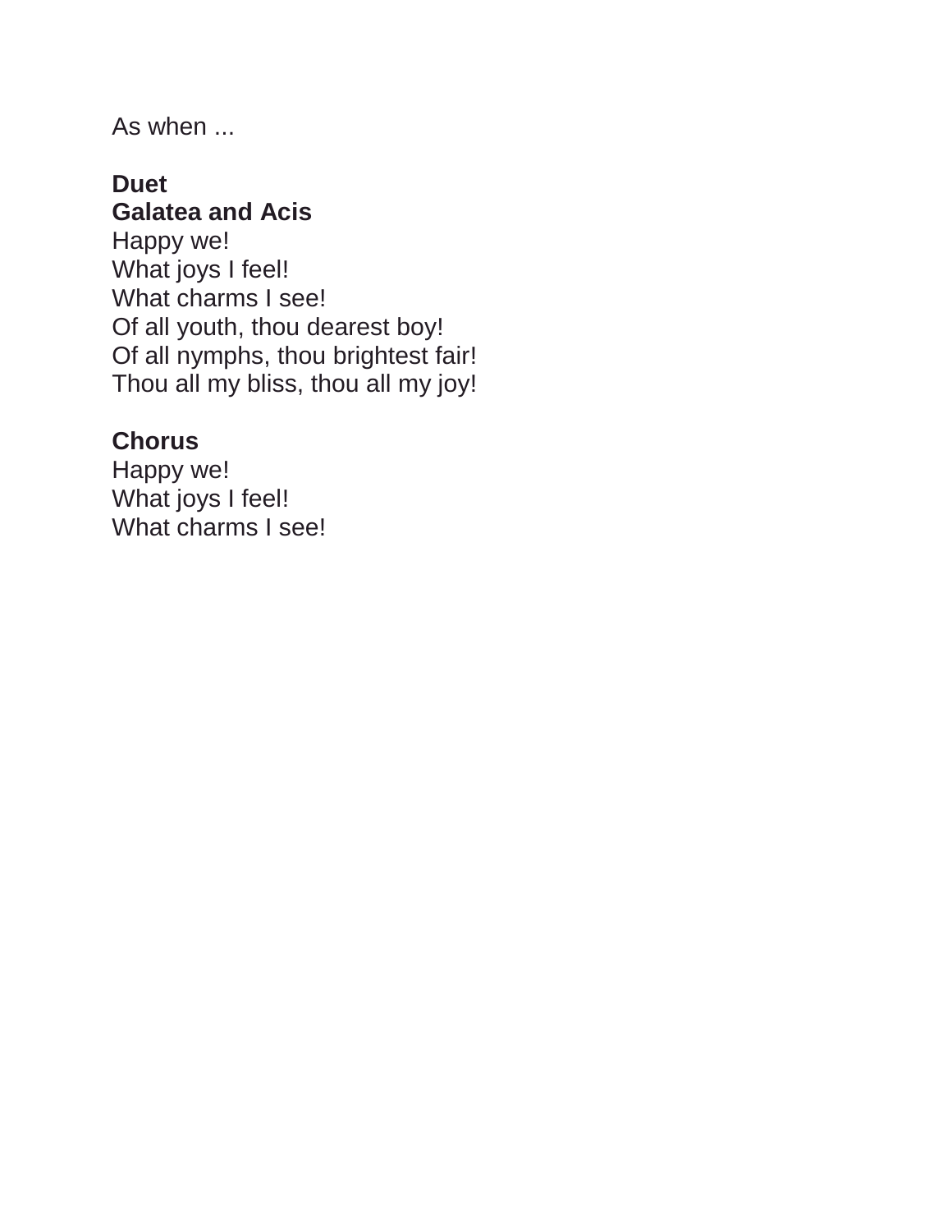As when ...

**Duet**
**Galatea and Acis**
Happy we!
What joys I feel!
What charms I see!
Of all youth, thou dearest boy!
Of all nymphs, thou brightest fair!
Thou all my bliss, thou all my joy!

**Chorus**
Happy we!
What joys I feel!
What charms I see!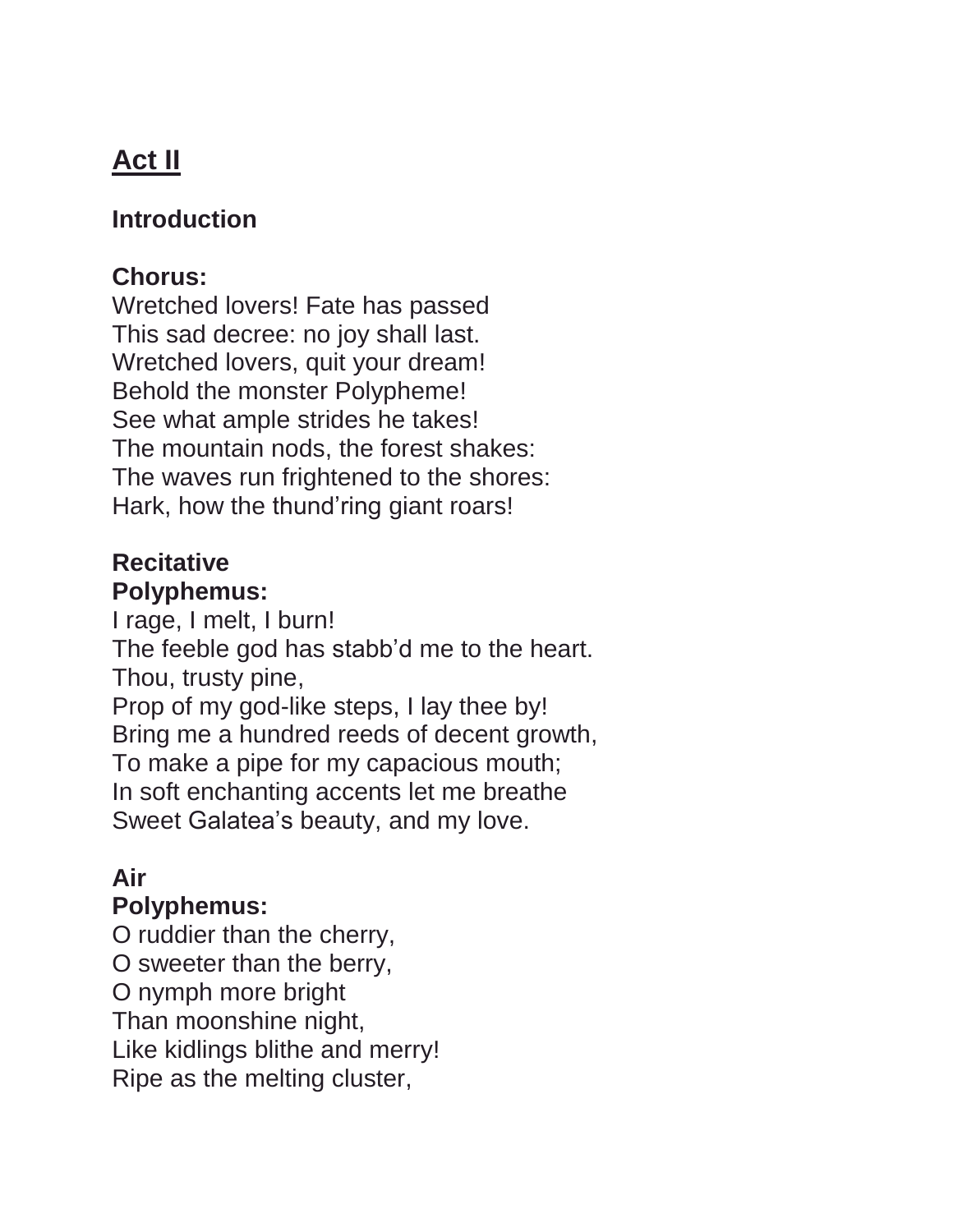## Act II

### Introduction

**Chorus:**
Wretched lovers! Fate has passed
This sad decree: no joy shall last.
Wretched lovers, quit your dream!
Behold the monster Polypheme!
See what ample strides he takes!
The mountain nods, the forest shakes:
The waves run frightened to the shores:
Hark, how the thund'ring giant roars!

### Recitative

**Polyphemus:**
I rage, I melt, I burn!
The feeble god has stabb'd me to the heart.
Thou, trusty pine,
Prop of my god-like steps, I lay thee by!
Bring me a hundred reeds of decent growth,
To make a pipe for my capacious mouth;
In soft enchanting accents let me breathe
Sweet Galatea's beauty, and my love.

### Air

**Polyphemus:**
O ruddier than the cherry,
O sweeter than the berry,
O nymph more bright
Than moonshine night,
Like kidlings blithe and merry!
Ripe as the melting cluster,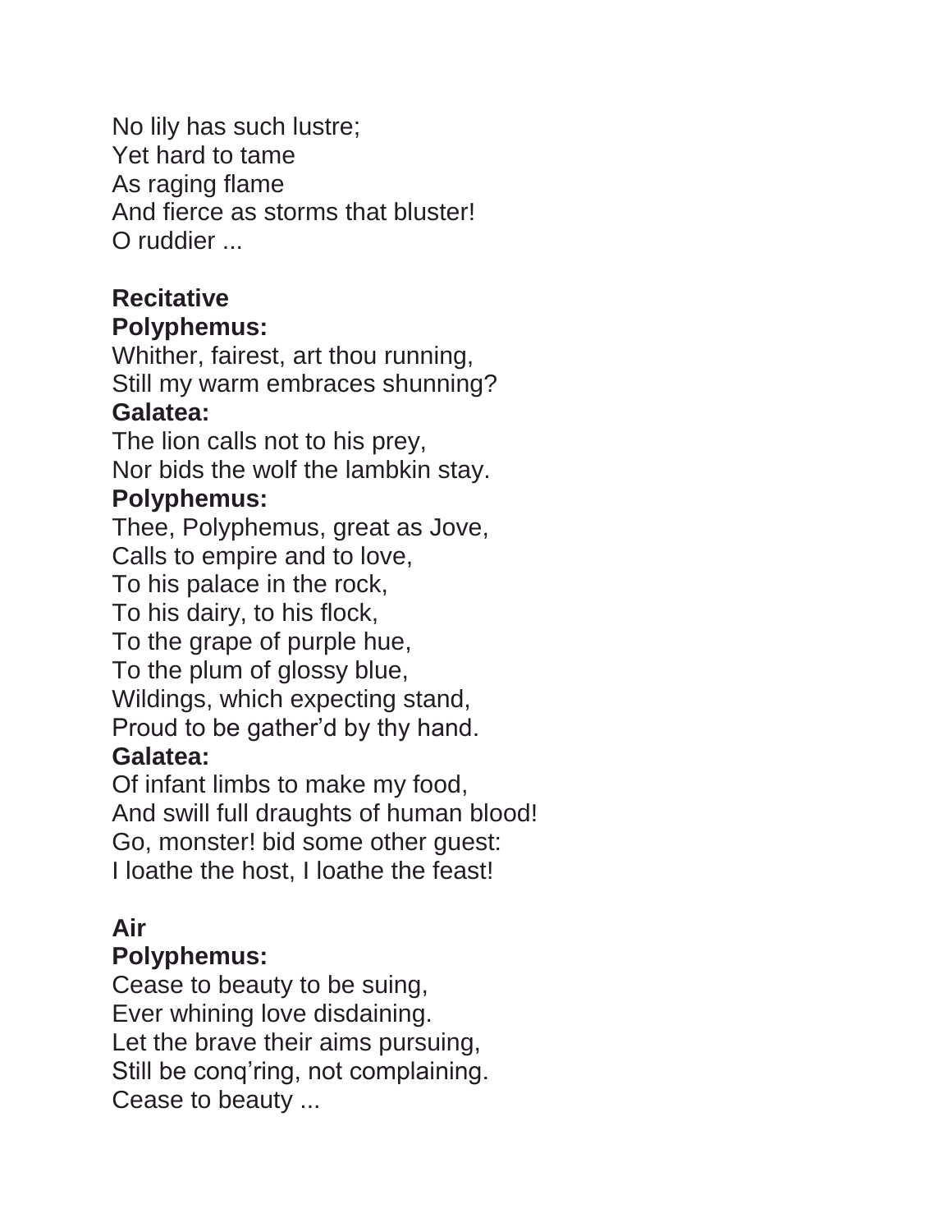No lily has such lustre;
Yet hard to tame
As raging flame
And fierce as storms that bluster!
O ruddier ...

**Recitative**
**Polyphemus:**
Whither, fairest, art thou running,
Still my warm embraces shunning?
**Galatea:**
The lion calls not to his prey,
Nor bids the wolf the lambkin stay.
**Polyphemus:**
Thee, Polyphemus, great as Jove,
Calls to empire and to love,
To his palace in the rock,
To his dairy, to his flock,
To the grape of purple hue,
To the plum of glossy blue,
Wildings, which expecting stand,
Proud to be gather'd by thy hand.
**Galatea:**
Of infant limbs to make my food,
And swill full draughts of human blood!
Go, monster! bid some other guest:
I loathe the host, I loathe the feast!

**Air**
**Polyphemus:**
Cease to beauty to be suing,
Ever whining love disdaining.
Let the brave their aims pursuing,
Still be conq'ring, not complaining.
Cease to beauty ...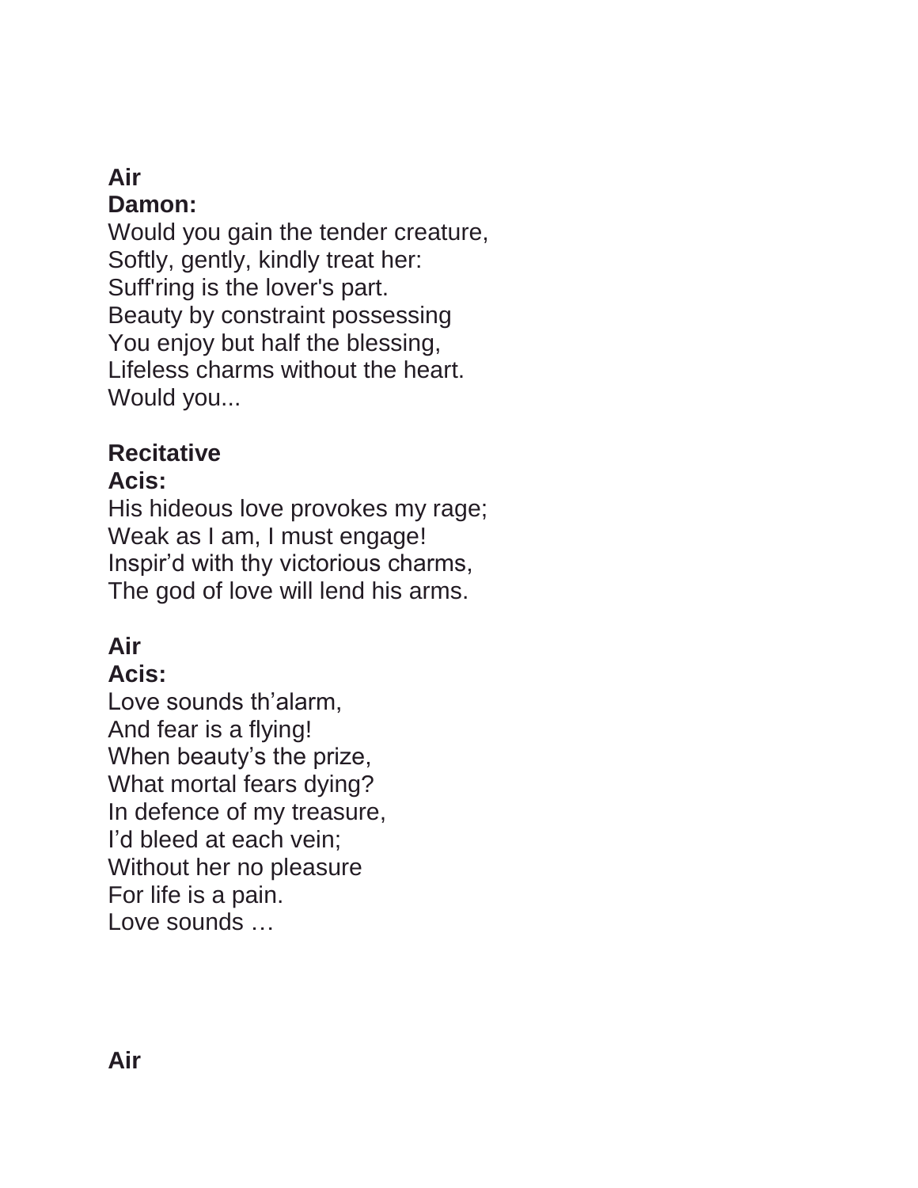**Air**

**Damon:**

Would you gain the tender creature,
Softly, gently, kindly treat her:
Suff'ring is the lover's part.
Beauty by constraint possessing
You enjoy but half the blessing,
Lifeless charms without the heart.
Would you...

**Recitative**

**Acis:**

His hideous love provokes my rage;
Weak as I am, I must engage!
Inspir'd with thy victorious charms,
The god of love will lend his arms.

**Air**

**Acis:**

Love sounds th'alarm,
And fear is a flying!
When beauty's the prize,
What mortal fears dying?
In defence of my treasure,
I'd bleed at each vein;
Without her no pleasure
For life is a pain.
Love sounds …

**Air**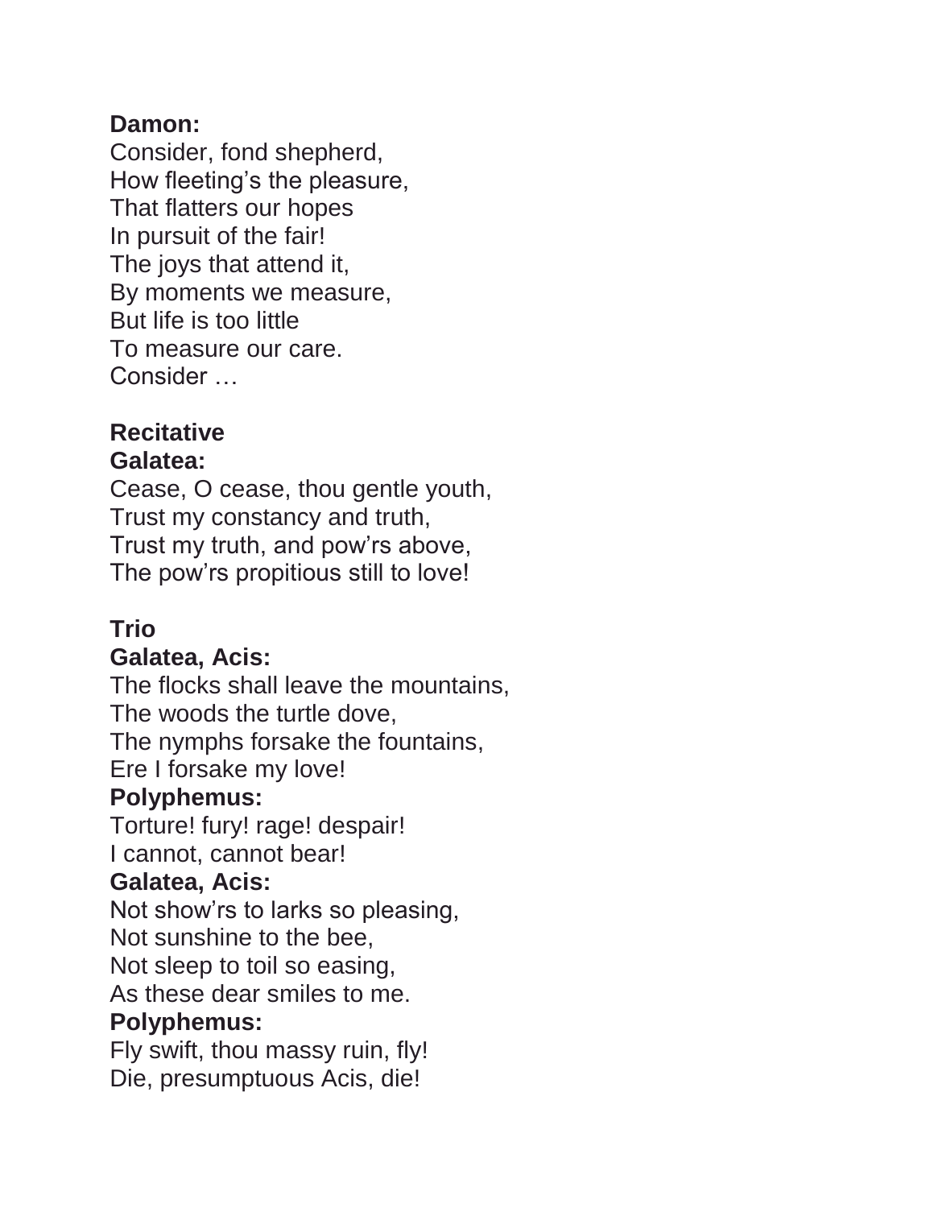**Damon:**
Consider, fond shepherd,
How fleeting's the pleasure,
That flatters our hopes
In pursuit of the fair!
The joys that attend it,
By moments we measure,
But life is too little
To measure our care.
Consider …

**Recitative**
**Galatea:**
Cease, O cease, thou gentle youth,
Trust my constancy and truth,
Trust my truth, and pow'rs above,
The pow'rs propitious still to love!

**Trio**
**Galatea, Acis:**
The flocks shall leave the mountains,
The woods the turtle dove,
The nymphs forsake the fountains,
Ere I forsake my love!
**Polyphemus:**
Torture! fury! rage! despair!
I cannot, cannot bear!
**Galatea, Acis:**
Not show'rs to larks so pleasing,
Not sunshine to the bee,
Not sleep to toil so easing,
As these dear smiles to me.
**Polyphemus:**
Fly swift, thou massy ruin, fly!
Die, presumptuous Acis, die!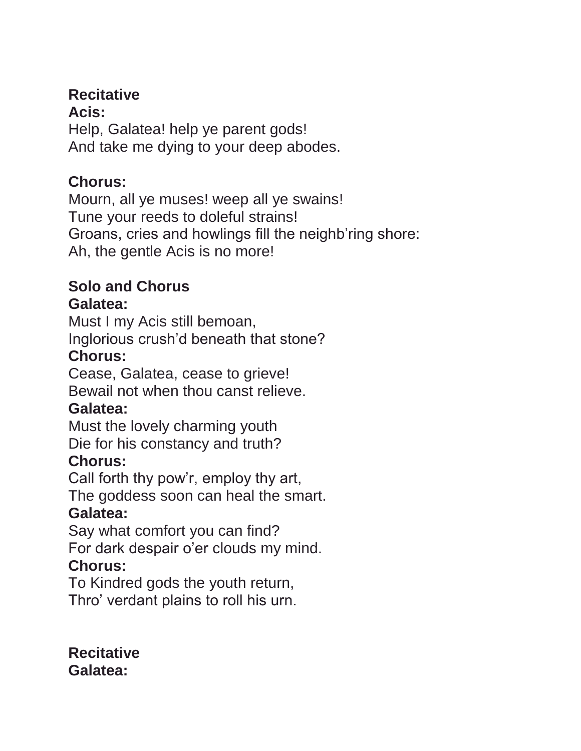**Recitative**

**Acis:**

Help, Galatea! help ye parent gods!
And take me dying to your deep abodes.

**Chorus:**

Mourn, all ye muses! weep all ye swains!
Tune your reeds to doleful strains!
Groans, cries and howlings fill the neighb'ring shore:
Ah, the gentle Acis is no more!

**Solo and Chorus**

**Galatea:**

Must I my Acis still bemoan,
Inglorious crush'd beneath that stone?

**Chorus:**

Cease, Galatea, cease to grieve!
Bewail not when thou canst relieve.

**Galatea:**

Must the lovely charming youth
Die for his constancy and truth?

**Chorus:**

Call forth thy pow'r, employ thy art,
The goddess soon can heal the smart.

**Galatea:**

Say what comfort you can find?
For dark despair o'er clouds my mind.

**Chorus:**

To Kindred gods the youth return,
Thro' verdant plains to roll his urn.

**Recitative**

**Galatea:**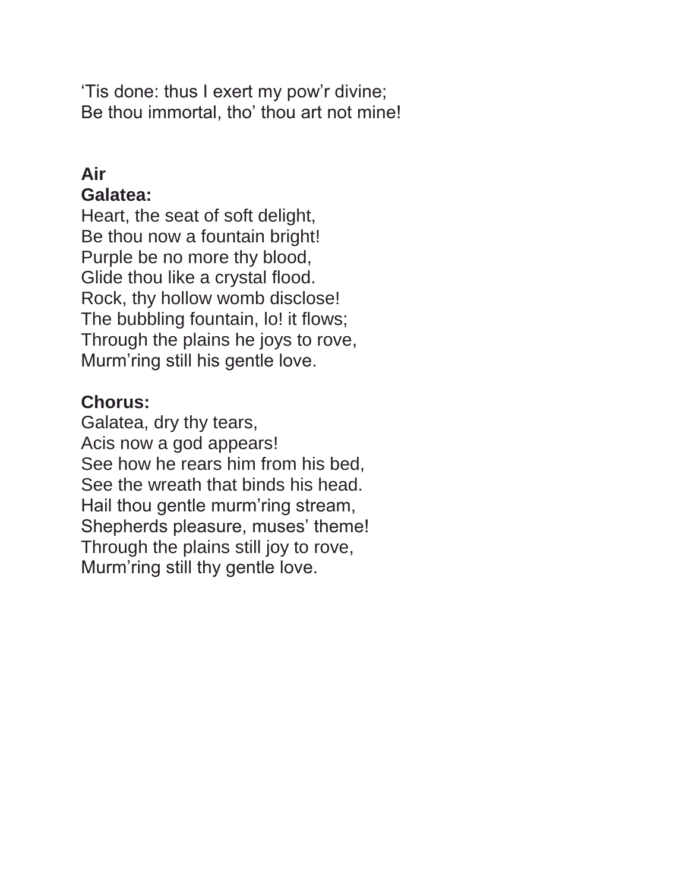‘Tis done: thus I exert my pow’r divine;
Be thou immortal, tho’ thou art not mine!

**Air**
**Galatea:**
Heart, the seat of soft delight,
Be thou now a fountain bright!
Purple be no more thy blood,
Glide thou like a crystal flood.
Rock, thy hollow womb disclose!
The bubbling fountain, lo! it flows;
Through the plains he joys to rove,
Murm’ring still his gentle love.

**Chorus:**
Galatea, dry thy tears,
Acis now a god appears!
See how he rears him from his bed,
See the wreath that binds his head.
Hail thou gentle murm’ring stream,
Shepherds pleasure, muses’ theme!
Through the plains still joy to rove,
Murm’ring still thy gentle love.